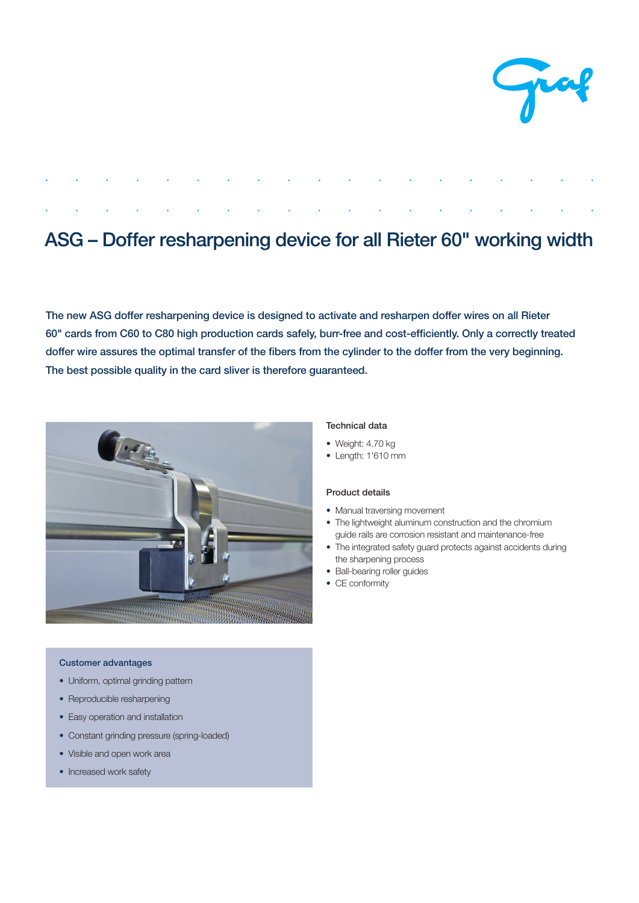# ASG – Doffer resharpening device for all Rieter 60" working width

**The new ASG doffer resharpening device is designed to activate and resharpen doffer wires on all Rieter 60" cards from C60 to C80 high production cards safely, burr-free and cost-efficiently. Only a correctly treated doffer wire assures the optimal transfer of the fibers from the cylinder to the doffer from the very beginning. The best possible quality in the card sliver is therefore guaranteed.**

### Technical data

- Weight: 4.70 kg
- Length: 1'610 mm

### Product details

- Manual traversing movement
- The lightweight aluminum construction and the chromium guide rails are corrosion resistant and maintenance-free
- The integrated safety guard protects against accidents during the sharpening process
- Ball-bearing roller guides
- CE conformity

### Customer advantages

- Uniform, optimal grinding pattern
- Reproducible resharpening
- Easy operation and installation
- Constant grinding pressure (spring-loaded)
- Visible and open work area
- Increased work safety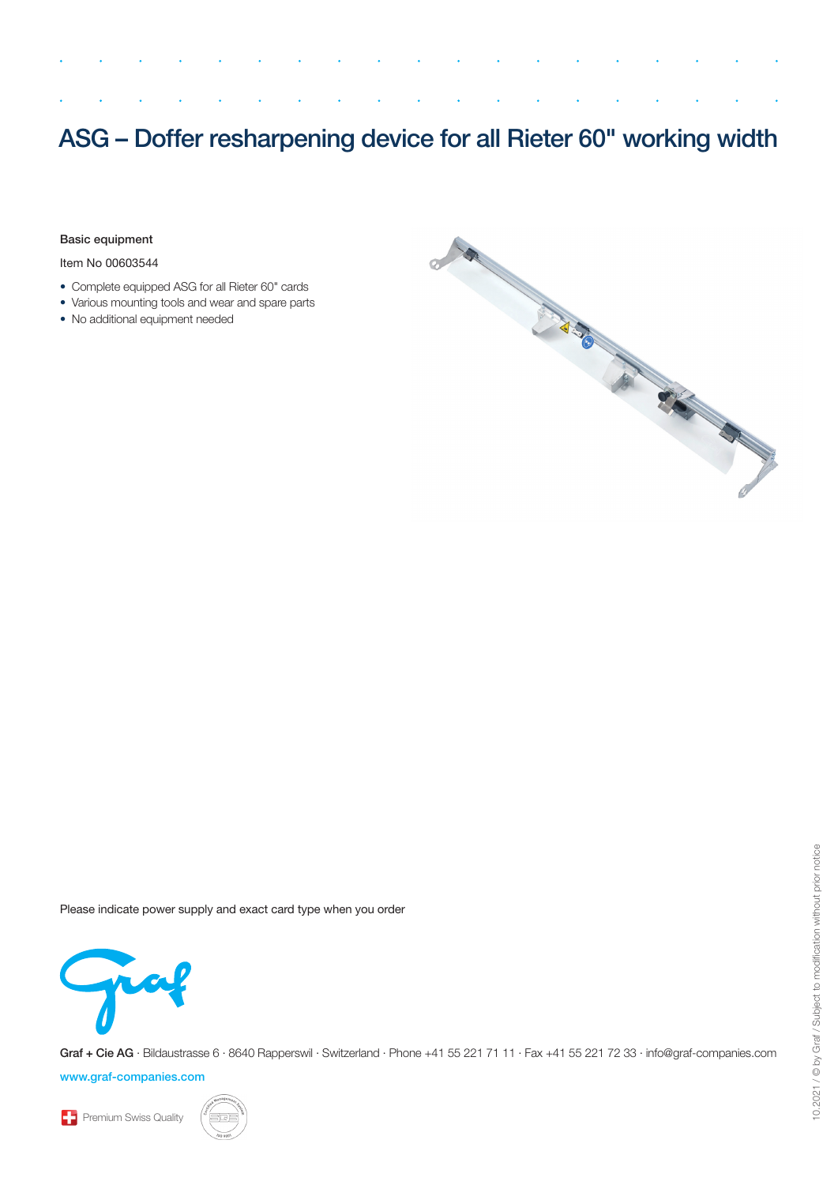# ASG – Doffer resharpening device for all Rieter 60" working width

**Basic equipment**

Item No 00603544

- Complete equipped ASG for all Rieter 60" cards
- Various mounting tools and wear and spare parts
- No additional equipment needed

Please indicate power supply and exact card type when you order

**Graf + Cie AG** · Bildaustrasse 6 · 8640 Rapperswil · Switzerland · Phone +41 55 221 71 11 · Fax +41 55 221 72 33 · info@graf-companies.com

www.graf-companies.com

Premium Swiss Quality

10.2021 / © by Graf / Subject to modification without prior notice